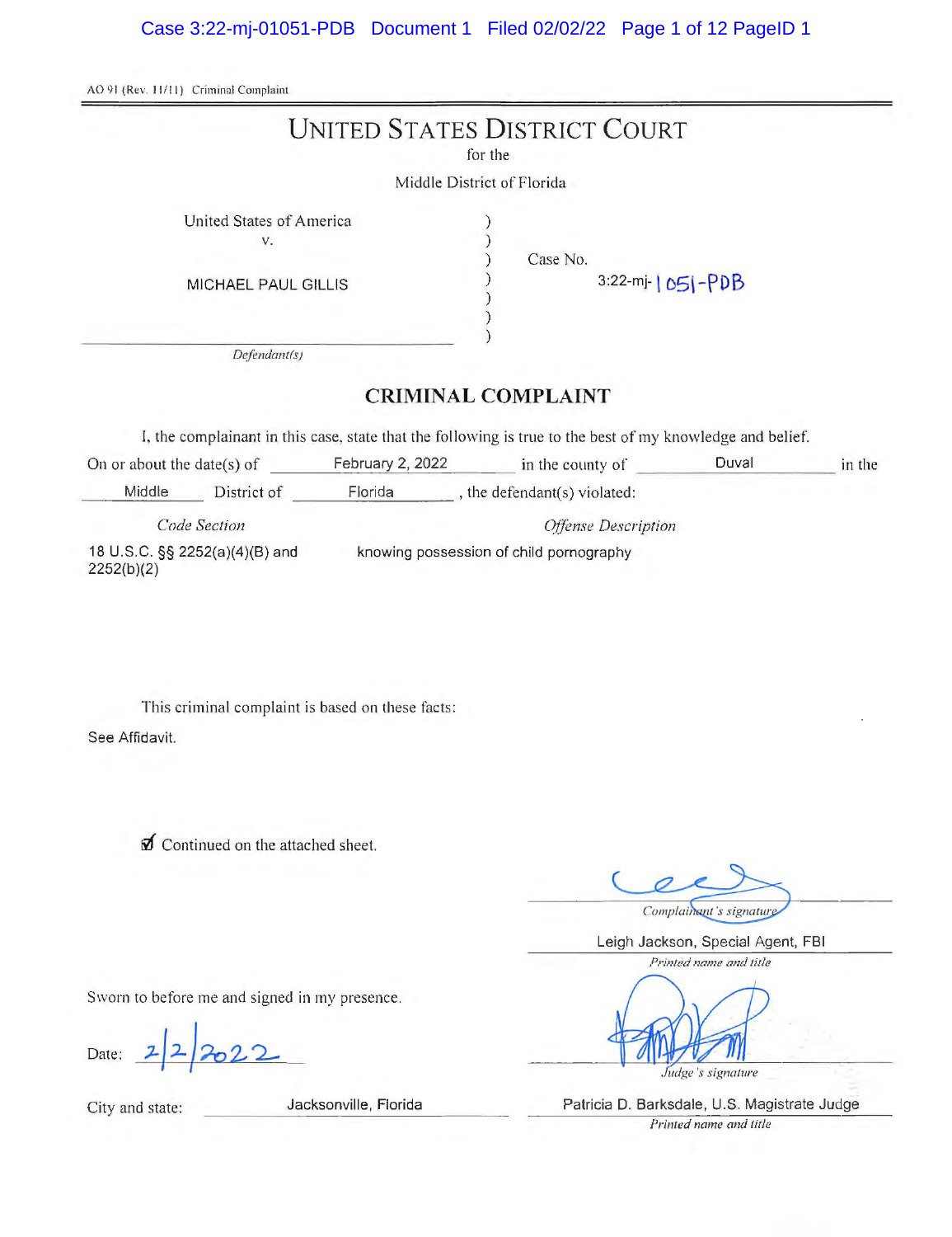AO 91 (Rev. 11/11) Criminal Complaint

# UNITED STATES DISTRICT COURT

for the

Middle District of Florida

United States of America
v.

MICHAEL PAUL GILLIS

*Defendant(s)*

Case No. 3:22-mj-1051-PDB

## CRIMINAL COMPLAINT

I, the complainant in this case, state that the following is true to the best of my knowledge and belief.

On or about the date(s) of February 2, 2022 in the county of Duval in the Middle District of Florida, the defendant(s) violated:

| *Code Section* | *Offense Description* |
|---|---|
| 18 U.S.C. §§ 2252(a)(4)(B) and 2252(b)(2) | knowing possession of child pornography |

This criminal complaint is based on these facts:

See Affidavit.

☑ Continued on the attached sheet.

*Complainant's signature*

Leigh Jackson, Special Agent, FBI

*Printed name and title*

Sworn to before me and signed in my presence.

Date: 2/2/2022

*Judge's signature*

City and state: Jacksonville, Florida

Patricia D. Barksdale, U.S. Magistrate Judge

*Printed name and title*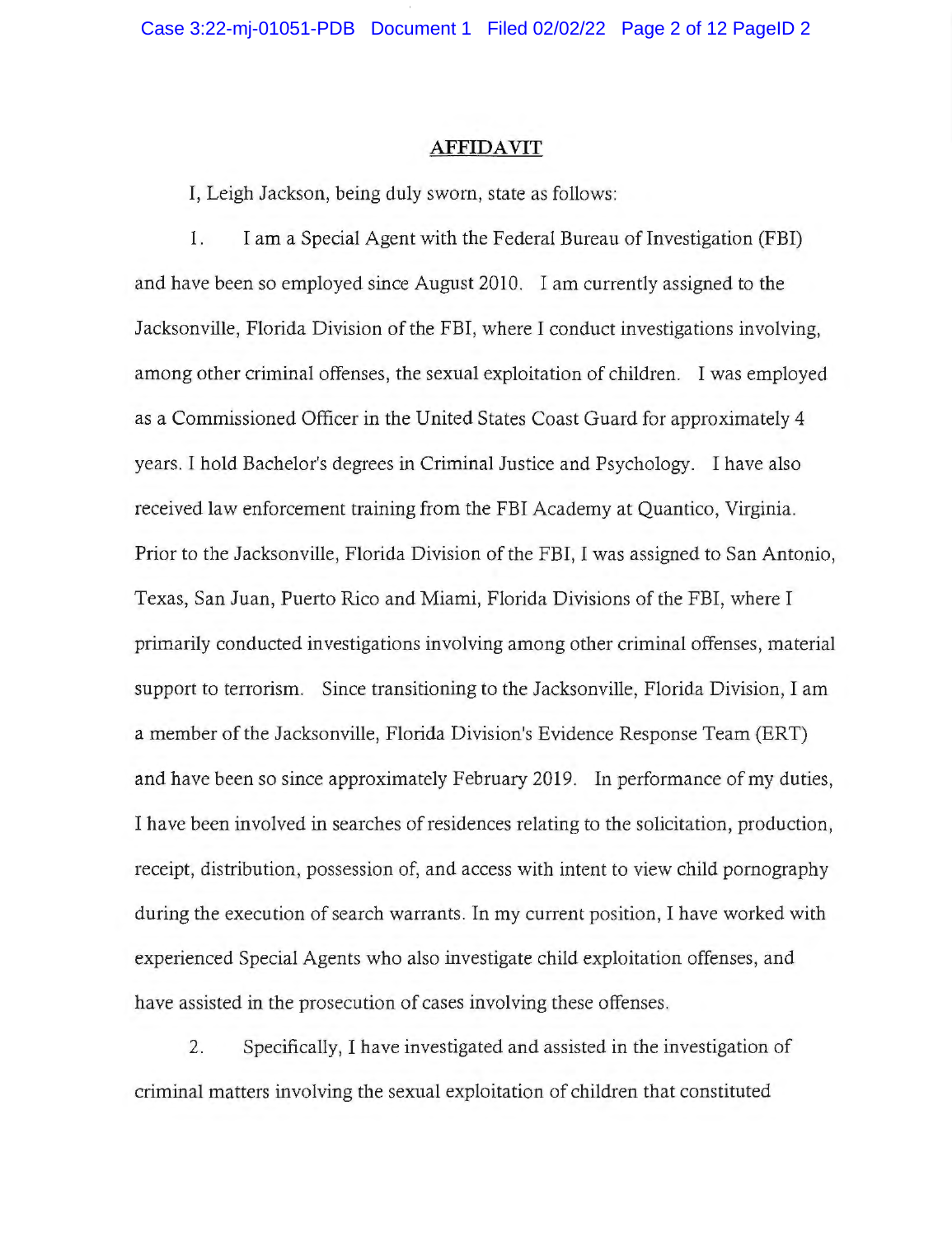## AFFIDAVIT

I, Leigh Jackson, being duly sworn, state as follows:

1. I am a Special Agent with the Federal Bureau of Investigation (FBI) and have been so employed since August 2010. I am currently assigned to the Jacksonville, Florida Division of the FBI, where I conduct investigations involving, among other criminal offenses, the sexual exploitation of children. I was employed as a Commissioned Officer in the United States Coast Guard for approximately 4 years. I hold Bachelor's degrees in Criminal Justice and Psychology. I have also received law enforcement training from the FBI Academy at Quantico, Virginia. Prior to the Jacksonville, Florida Division of the FBI, I was assigned to San Antonio, Texas, San Juan, Puerto Rico and Miami, Florida Divisions of the FBI, where I primarily conducted investigations involving among other criminal offenses, material support to terrorism. Since transitioning to the Jacksonville, Florida Division, I am a member of the Jacksonville, Florida Division's Evidence Response Team (ERT) and have been so since approximately February 2019. In performance of my duties, I have been involved in searches of residences relating to the solicitation, production, receipt, distribution, possession of, and access with intent to view child pornography during the execution of search warrants. In my current position, I have worked with experienced Special Agents who also investigate child exploitation offenses, and have assisted in the prosecution of cases involving these offenses.

2. Specifically, I have investigated and assisted in the investigation of criminal matters involving the sexual exploitation of children that constituted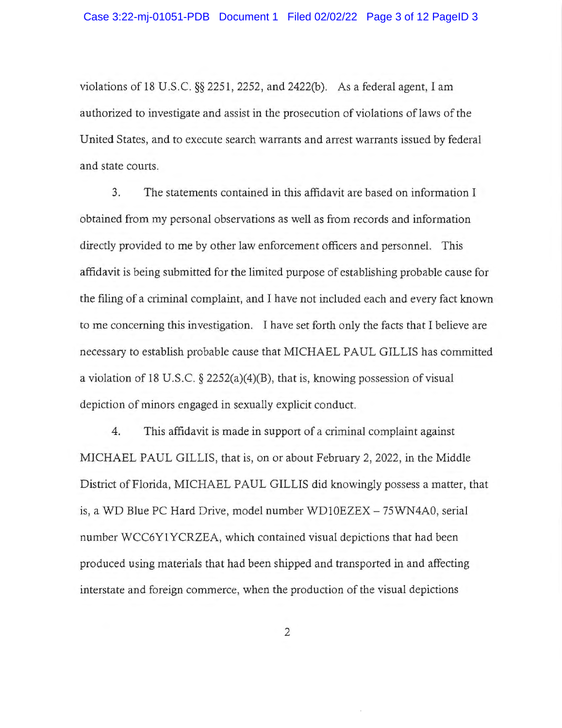violations of 18 U.S.C. §§ 2251, 2252, and 2422(b). As a federal agent, I am authorized to investigate and assist in the prosecution of violations of laws of the United States, and to execute search warrants and arrest warrants issued by federal and state courts.

3. The statements contained in this affidavit are based on information I obtained from my personal observations as well as from records and information directly provided to me by other law enforcement officers and personnel. This affidavit is being submitted for the limited purpose of establishing probable cause for the filing of a criminal complaint, and I have not included each and every fact known to me concerning this investigation. I have set forth only the facts that I believe are necessary to establish probable cause that MICHAEL PAUL GILLIS has committed a violation of 18 U.S.C. § 2252(a)(4)(B), that is, knowing possession of visual depiction of minors engaged in sexually explicit conduct.

4. This affidavit is made in support of a criminal complaint against MICHAEL PAUL GILLIS, that is, on or about February 2, 2022, in the Middle District of Florida, MICHAEL PAUL GILLIS did knowingly possess a matter, that is, a WD Blue PC Hard Drive, model number WD10EZEX – 75WN4A0, serial number WCC6Y1YCRZEA, which contained visual depictions that had been produced using materials that had been shipped and transported in and affecting interstate and foreign commerce, when the production of the visual depictions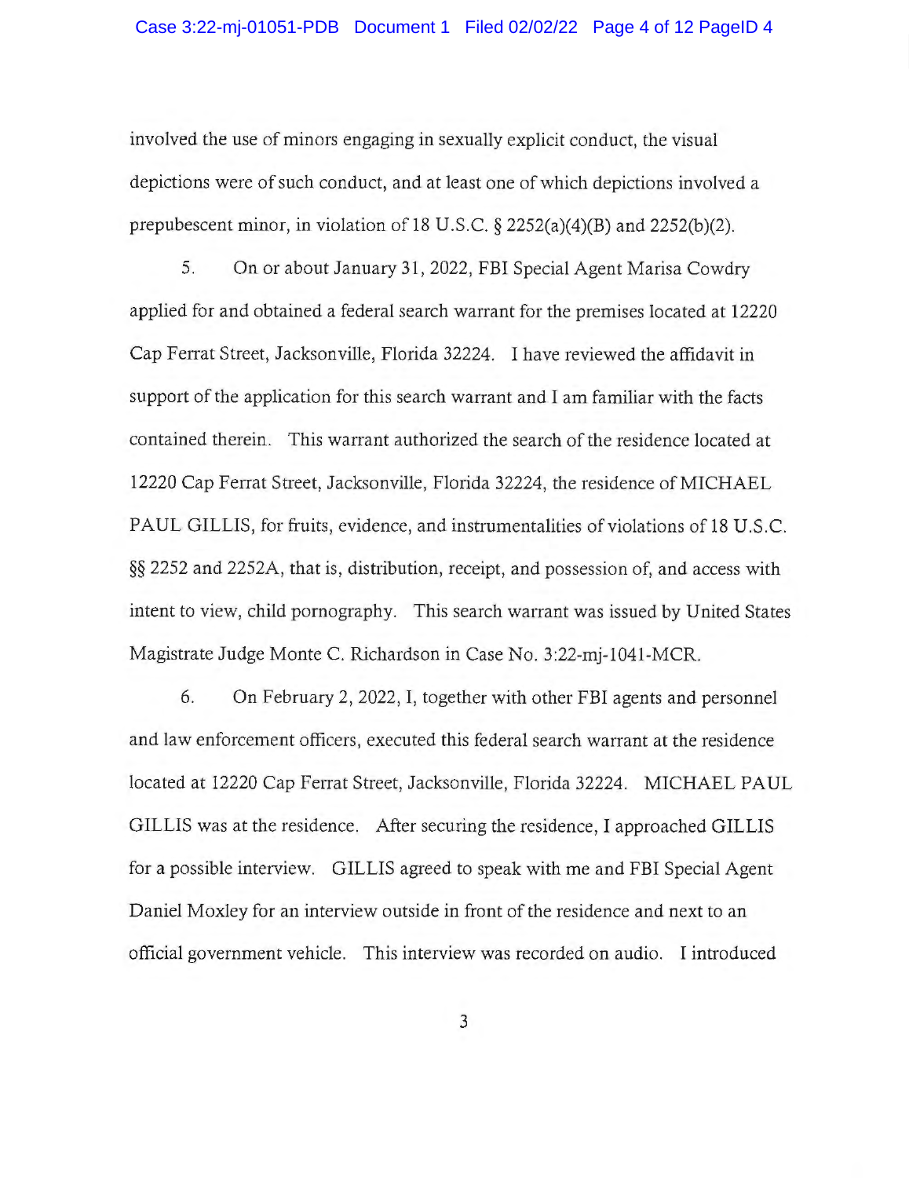involved the use of minors engaging in sexually explicit conduct, the visual depictions were of such conduct, and at least one of which depictions involved a prepubescent minor, in violation of 18 U.S.C. § 2252(a)(4)(B) and 2252(b)(2).

5. On or about January 31, 2022, FBI Special Agent Marisa Cowdry applied for and obtained a federal search warrant for the premises located at 12220 Cap Ferrat Street, Jacksonville, Florida 32224. I have reviewed the affidavit in support of the application for this search warrant and I am familiar with the facts contained therein. This warrant authorized the search of the residence located at 12220 Cap Ferrat Street, Jacksonville, Florida 32224, the residence of MICHAEL PAUL GILLIS, for fruits, evidence, and instrumentalities of violations of 18 U.S.C. §§ 2252 and 2252A, that is, distribution, receipt, and possession of, and access with intent to view, child pornography. This search warrant was issued by United States Magistrate Judge Monte C. Richardson in Case No. 3:22-mj-1041-MCR.

6. On February 2, 2022, I, together with other FBI agents and personnel and law enforcement officers, executed this federal search warrant at the residence located at 12220 Cap Ferrat Street, Jacksonville, Florida 32224. MICHAEL PAUL GILLIS was at the residence. After securing the residence, I approached GILLIS for a possible interview. GILLIS agreed to speak with me and FBI Special Agent Daniel Moxley for an interview outside in front of the residence and next to an official government vehicle. This interview was recorded on audio. I introduced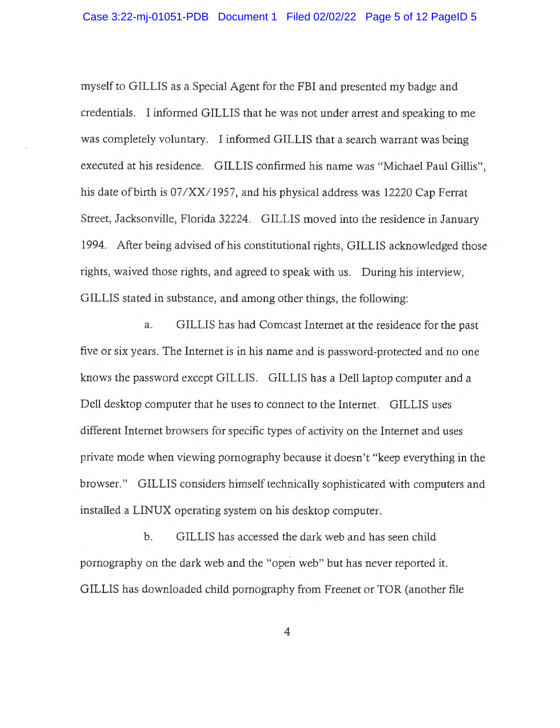myself to GILLIS as a Special Agent for the FBI and presented my badge and credentials. I informed GILLIS that he was not under arrest and speaking to me was completely voluntary. I informed GILLIS that a search warrant was being executed at his residence. GILLIS confirmed his name was "Michael Paul Gillis", his date of birth is 07/XX/1957, and his physical address was 12220 Cap Ferrat Street, Jacksonville, Florida 32224. GILLIS moved into the residence in January 1994. After being advised of his constitutional rights, GILLIS acknowledged those rights, waived those rights, and agreed to speak with us. During his interview, GILLIS stated in substance, and among other things, the following:

a. GILLIS has had Comcast Internet at the residence for the past five or six years. The Internet is in his name and is password-protected and no one knows the password except GILLIS. GILLIS has a Dell laptop computer and a Dell desktop computer that he uses to connect to the Internet. GILLIS uses different Internet browsers for specific types of activity on the Internet and uses private mode when viewing pornography because it doesn't "keep everything in the browser." GILLIS considers himself technically sophisticated with computers and installed a LINUX operating system on his desktop computer.

b. GILLIS has accessed the dark web and has seen child pornography on the dark web and the "open web" but has never reported it. GILLIS has downloaded child pornography from Freenet or TOR (another file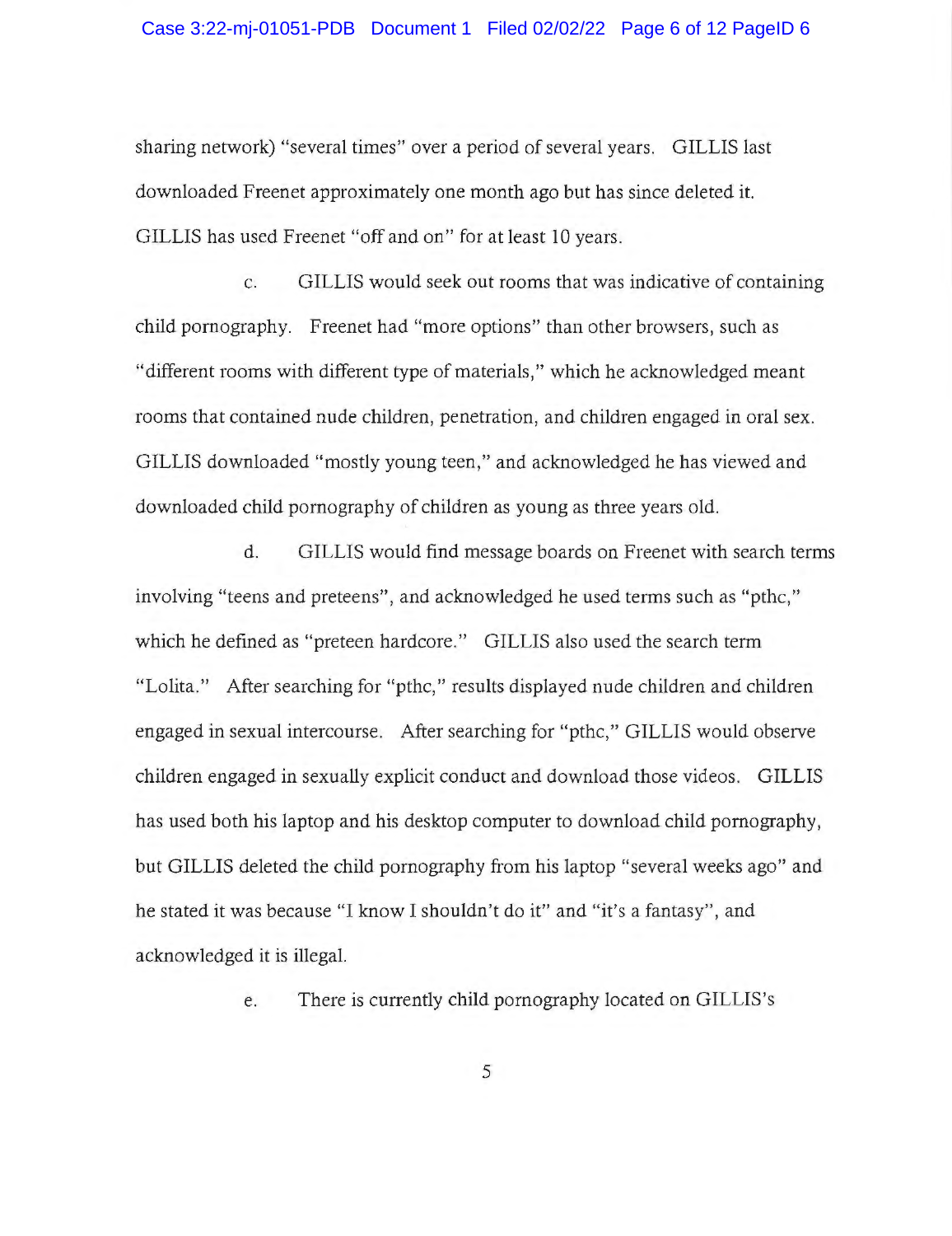sharing network) "several times" over a period of several years. GILLIS last downloaded Freenet approximately one month ago but has since deleted it. GILLIS has used Freenet "off and on" for at least 10 years.

c. GILLIS would seek out rooms that was indicative of containing child pornography. Freenet had "more options" than other browsers, such as "different rooms with different type of materials," which he acknowledged meant rooms that contained nude children, penetration, and children engaged in oral sex. GILLIS downloaded "mostly young teen," and acknowledged he has viewed and downloaded child pornography of children as young as three years old.

d. GILLIS would find message boards on Freenet with search terms involving "teens and preteens", and acknowledged he used terms such as "pthc," which he defined as "preteen hardcore." GILLIS also used the search term "Lolita." After searching for "pthc," results displayed nude children and children engaged in sexual intercourse. After searching for "pthc," GILLIS would observe children engaged in sexually explicit conduct and download those videos. GILLIS has used both his laptop and his desktop computer to download child pornography, but GILLIS deleted the child pornography from his laptop "several weeks ago" and he stated it was because "I know I shouldn't do it" and "it's a fantasy", and acknowledged it is illegal.

e. There is currently child pornography located on GILLIS's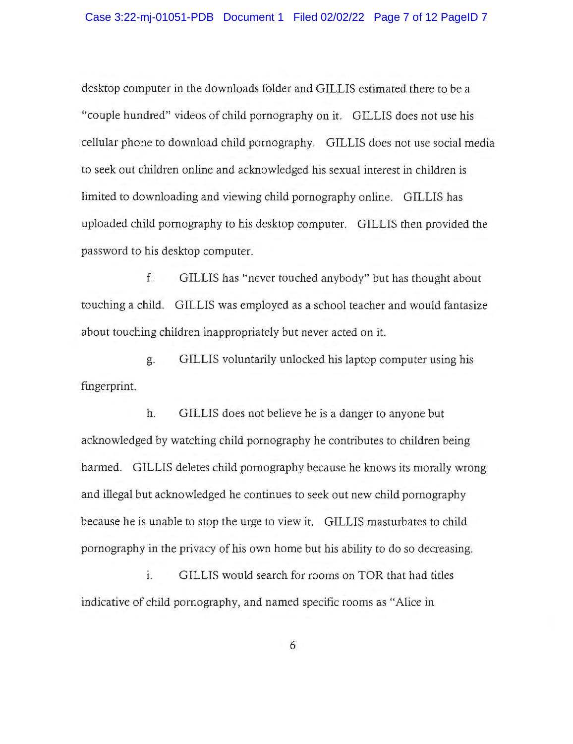desktop computer in the downloads folder and GILLIS estimated there to be a "couple hundred" videos of child pornography on it. GILLIS does not use his cellular phone to download child pornography. GILLIS does not use social media to seek out children online and acknowledged his sexual interest in children is limited to downloading and viewing child pornography online. GILLIS has uploaded child pornography to his desktop computer. GILLIS then provided the password to his desktop computer.

f. GILLIS has "never touched anybody" but has thought about touching a child. GILLIS was employed as a school teacher and would fantasize about touching children inappropriately but never acted on it.

g. GILLIS voluntarily unlocked his laptop computer using his fingerprint.

h. GILLIS does not believe he is a danger to anyone but acknowledged by watching child pornography he contributes to children being harmed. GILLIS deletes child pornography because he knows its morally wrong and illegal but acknowledged he continues to seek out new child pornography because he is unable to stop the urge to view it. GILLIS masturbates to child pornography in the privacy of his own home but his ability to do so decreasing.

i. GILLIS would search for rooms on TOR that had titles indicative of child pornography, and named specific rooms as "Alice in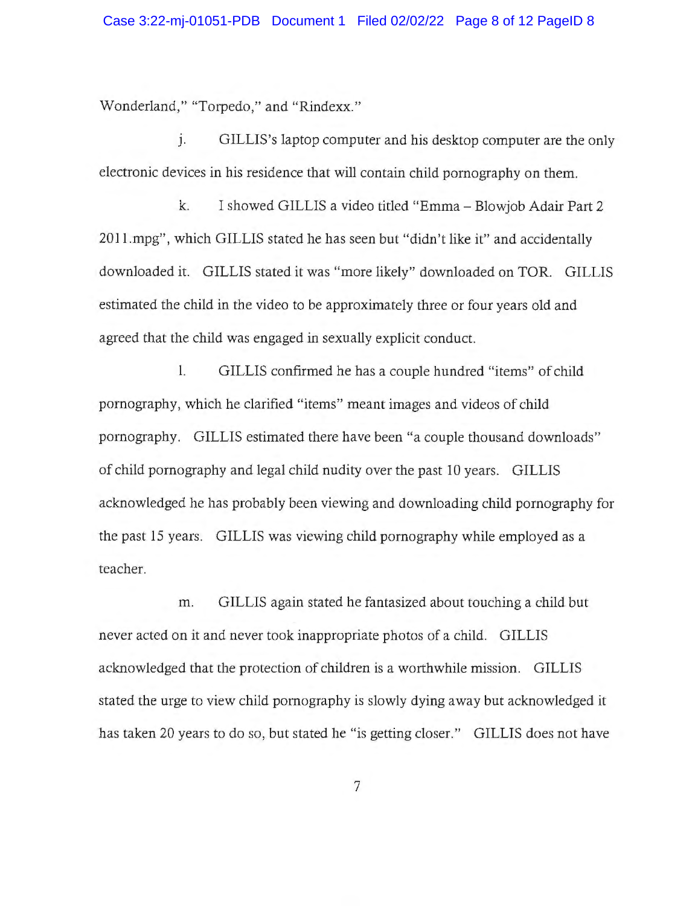Wonderland," "Torpedo," and "Rindexx."

j. GILLIS's laptop computer and his desktop computer are the only electronic devices in his residence that will contain child pornography on them.

k. I showed GILLIS a video titled "Emma – Blowjob Adair Part 2 2011.mpg", which GILLIS stated he has seen but "didn't like it" and accidentally downloaded it. GILLIS stated it was "more likely" downloaded on TOR. GILLIS estimated the child in the video to be approximately three or four years old and agreed that the child was engaged in sexually explicit conduct.

l. GILLIS confirmed he has a couple hundred "items" of child pornography, which he clarified "items" meant images and videos of child pornography. GILLIS estimated there have been "a couple thousand downloads" of child pornography and legal child nudity over the past 10 years. GILLIS acknowledged he has probably been viewing and downloading child pornography for the past 15 years. GILLIS was viewing child pornography while employed as a teacher.

m. GILLIS again stated he fantasized about touching a child but never acted on it and never took inappropriate photos of a child. GILLIS acknowledged that the protection of children is a worthwhile mission. GILLIS stated the urge to view child pornography is slowly dying away but acknowledged it has taken 20 years to do so, but stated he "is getting closer." GILLIS does not have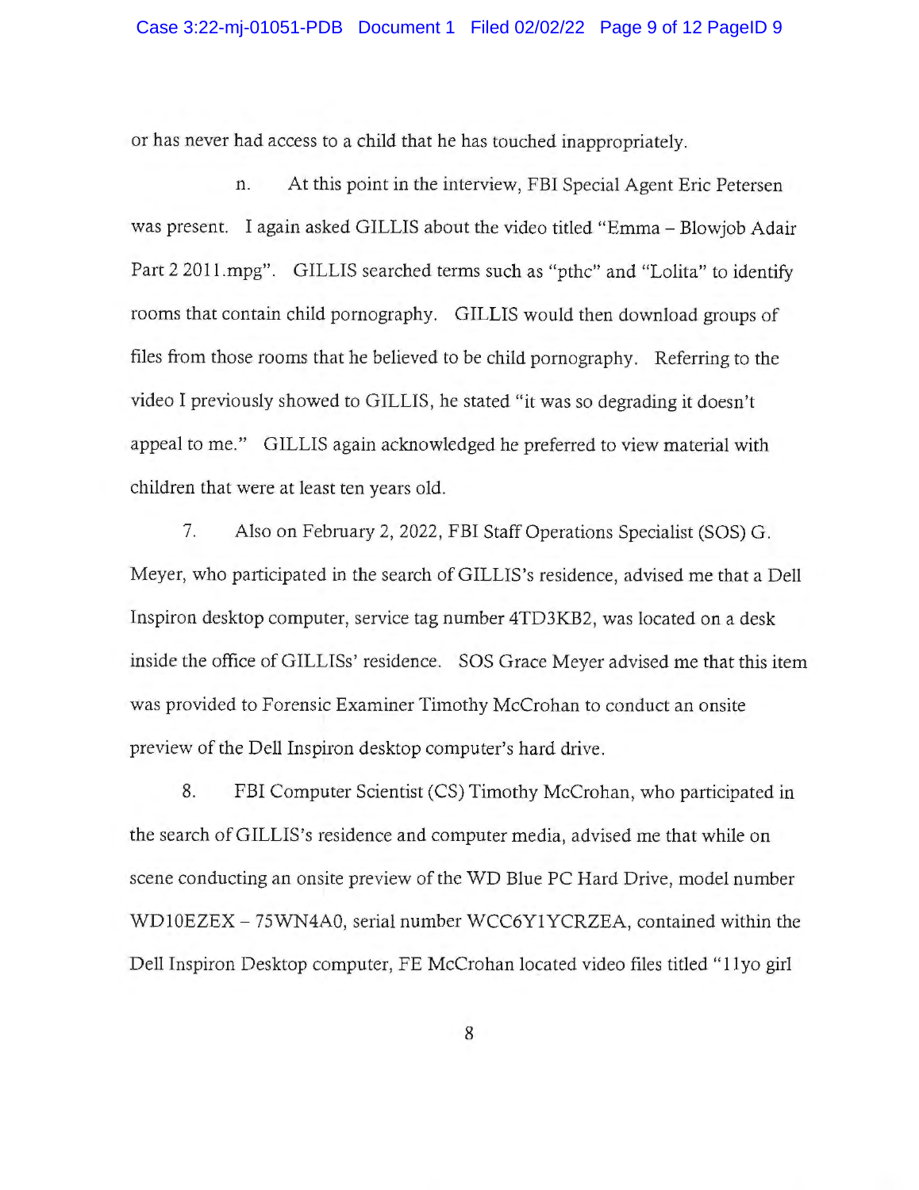or has never had access to a child that he has touched inappropriately.

n. At this point in the interview, FBI Special Agent Eric Petersen was present. I again asked GILLIS about the video titled "Emma – Blowjob Adair Part 2 2011.mpg". GILLIS searched terms such as "pthc" and "Lolita" to identify rooms that contain child pornography. GILLIS would then download groups of files from those rooms that he believed to be child pornography. Referring to the video I previously showed to GILLIS, he stated "it was so degrading it doesn't appeal to me." GILLIS again acknowledged he preferred to view material with children that were at least ten years old.

7. Also on February 2, 2022, FBI Staff Operations Specialist (SOS) G. Meyer, who participated in the search of GILLIS's residence, advised me that a Dell Inspiron desktop computer, service tag number 4TD3KB2, was located on a desk inside the office of GILLISs' residence. SOS Grace Meyer advised me that this item was provided to Forensic Examiner Timothy McCrohan to conduct an onsite preview of the Dell Inspiron desktop computer's hard drive.

8. FBI Computer Scientist (CS) Timothy McCrohan, who participated in the search of GILLIS's residence and computer media, advised me that while on scene conducting an onsite preview of the WD Blue PC Hard Drive, model number WD10EZEX – 75WN4A0, serial number WCC6Y1YCRZEA, contained within the Dell Inspiron Desktop computer, FE McCrohan located video files titled "11yo girl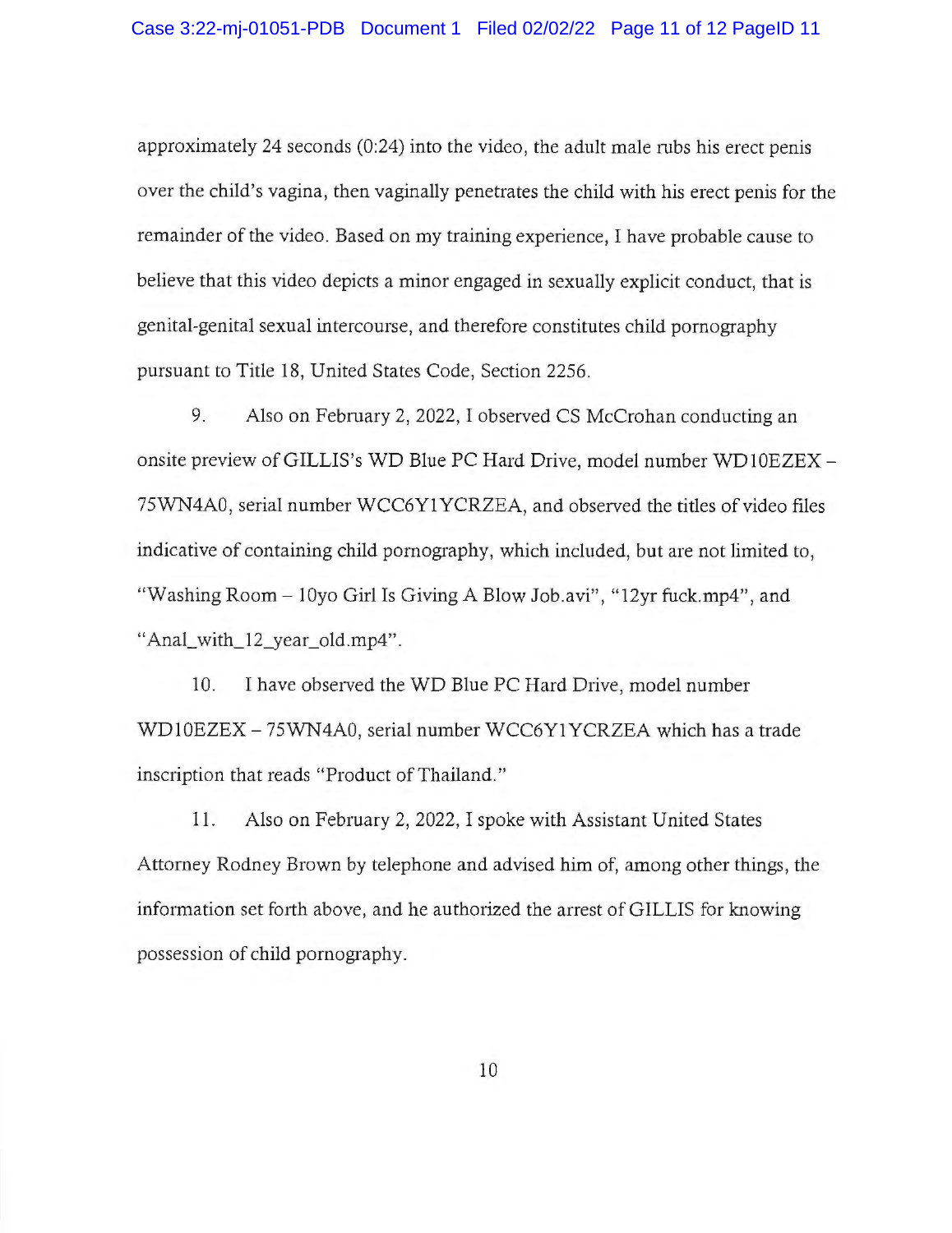approximately 24 seconds (0:24) into the video, the adult male rubs his erect penis over the child's vagina, then vaginally penetrates the child with his erect penis for the remainder of the video. Based on my training experience, I have probable cause to believe that this video depicts a minor engaged in sexually explicit conduct, that is genital-genital sexual intercourse, and therefore constitutes child pornography pursuant to Title 18, United States Code, Section 2256.

9. Also on February 2, 2022, I observed CS McCrohan conducting an onsite preview of GILLIS's WD Blue PC Hard Drive, model number WD10EZEX – 75WN4A0, serial number WCC6Y1YCRZEA, and observed the titles of video files indicative of containing child pornography, which included, but are not limited to, "Washing Room – 10yo Girl Is Giving A Blow Job.avi", "12yr fuck.mp4", and "Anal_with_12_year_old.mp4".

10. I have observed the WD Blue PC Hard Drive, model number WD10EZEX – 75WN4A0, serial number WCC6Y1YCRZEA which has a trade inscription that reads "Product of Thailand."

11. Also on February 2, 2022, I spoke with Assistant United States Attorney Rodney Brown by telephone and advised him of, among other things, the information set forth above, and he authorized the arrest of GILLIS for knowing possession of child pornography.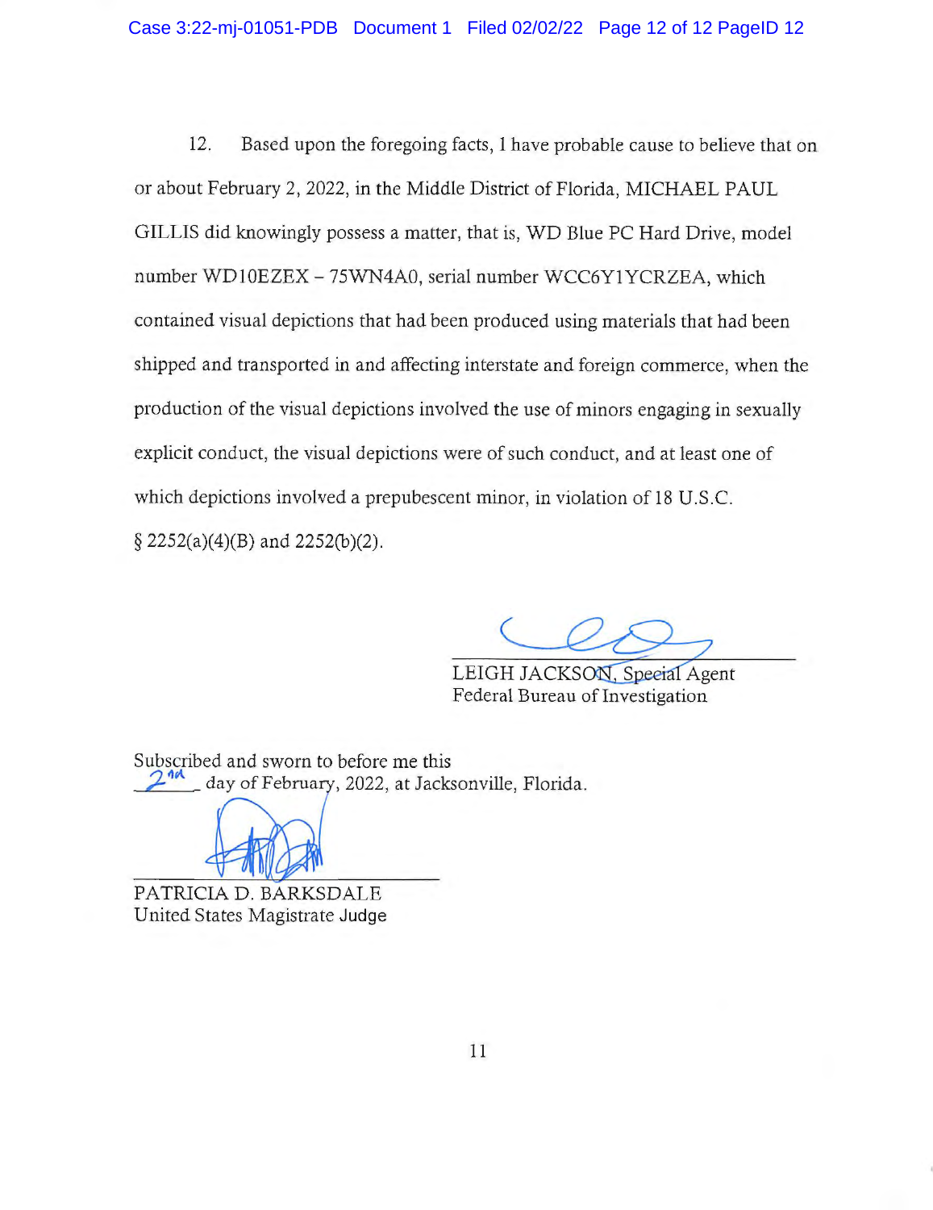12. Based upon the foregoing facts, I have probable cause to believe that on or about February 2, 2022, in the Middle District of Florida, MICHAEL PAUL GILLIS did knowingly possess a matter, that is, WD Blue PC Hard Drive, model number WD10EZEX – 75WN4A0, serial number WCC6Y1YCRZEA, which contained visual depictions that had been produced using materials that had been shipped and transported in and affecting interstate and foreign commerce, when the production of the visual depictions involved the use of minors engaging in sexually explicit conduct, the visual depictions were of such conduct, and at least one of which depictions involved a prepubescent minor, in violation of 18 U.S.C. § 2252(a)(4)(B) and 2252(b)(2).

LEIGH JACKSON, Special Agent
Federal Bureau of Investigation

Subscribed and sworn to before me this 2nd day of February, 2022, at Jacksonville, Florida.

PATRICIA D. BARKSDALE
United States Magistrate Judge